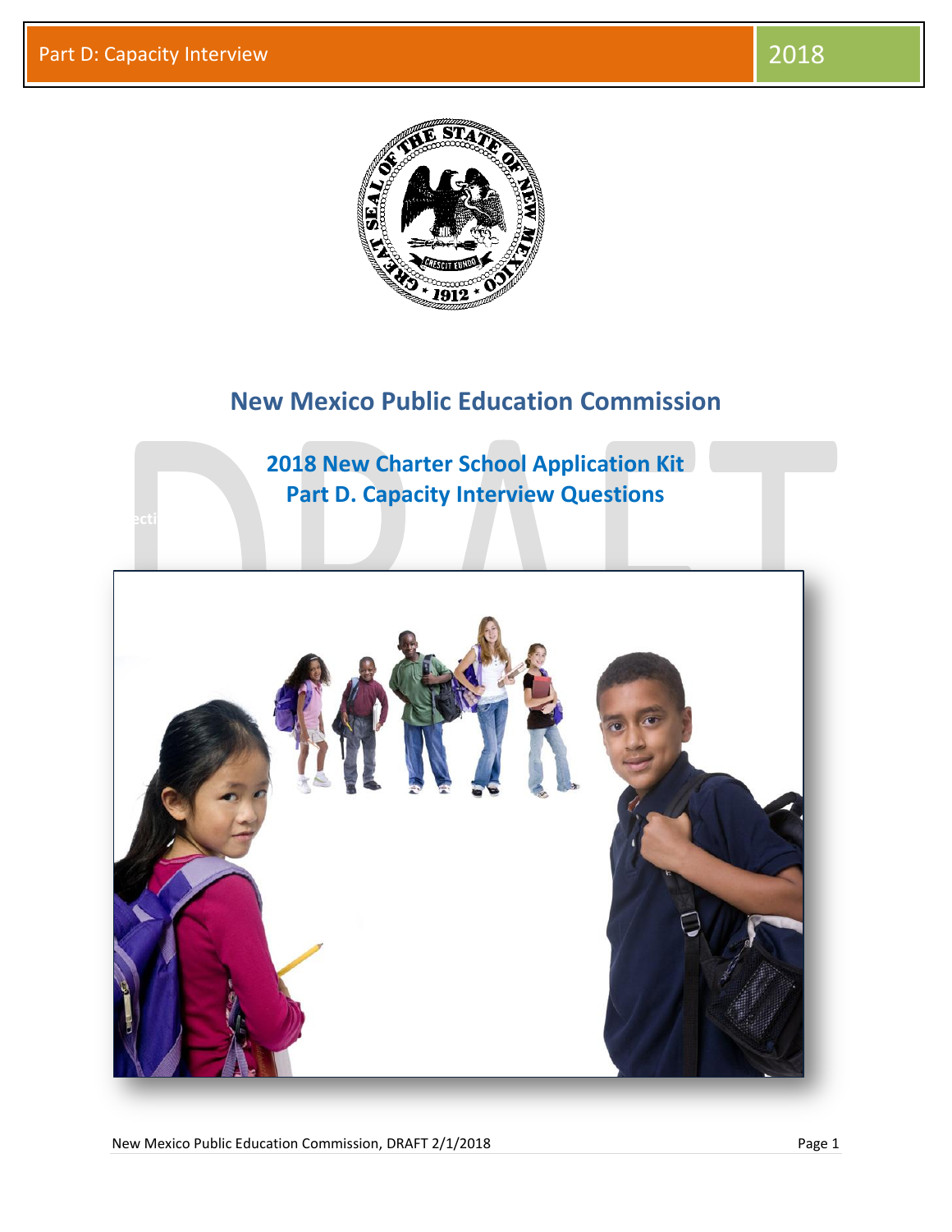# New Mexico Public Education Commission

## 2018 New Charter School Application Kit
## Part D. Capacity Interview Questions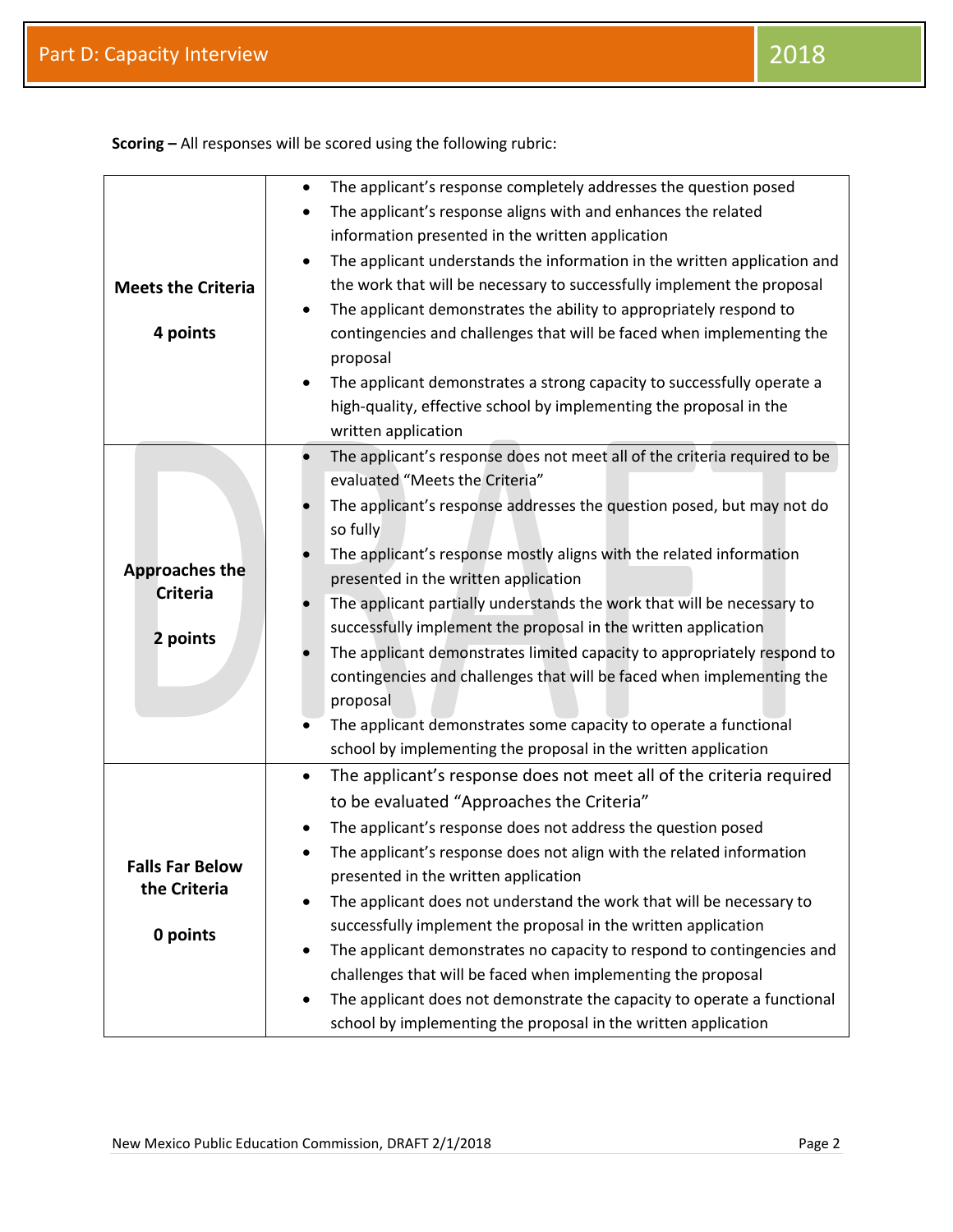**Scoring –** All responses will be scored using the following rubric:

| | |
|---|---|
| **Meets the Criteria**<br><br>**4 points** | • The applicant's response completely addresses the question posed<br>• The applicant's response aligns with and enhances the related information presented in the written application<br>• The applicant understands the information in the written application and the work that will be necessary to successfully implement the proposal<br>• The applicant demonstrates the ability to appropriately respond to contingencies and challenges that will be faced when implementing the proposal<br>• The applicant demonstrates a strong capacity to successfully operate a high-quality, effective school by implementing the proposal in the written application |
| **Approaches the Criteria**<br><br>**2 points** | • The applicant's response does not meet all of the criteria required to be evaluated "Meets the Criteria"<br>• The applicant's response addresses the question posed, but may not do so fully<br>• The applicant's response mostly aligns with the related information presented in the written application<br>• The applicant partially understands the work that will be necessary to successfully implement the proposal in the written application<br>• The applicant demonstrates limited capacity to appropriately respond to contingencies and challenges that will be faced when implementing the proposal<br>• The applicant demonstrates some capacity to operate a functional school by implementing the proposal in the written application |
| **Falls Far Below the Criteria**<br><br>**0 points** | • The applicant's response does not meet all of the criteria required to be evaluated "Approaches the Criteria"<br>• The applicant's response does not address the question posed<br>• The applicant's response does not align with the related information presented in the written application<br>• The applicant does not understand the work that will be necessary to successfully implement the proposal in the written application<br>• The applicant demonstrates no capacity to respond to contingencies and challenges that will be faced when implementing the proposal<br>• The applicant does not demonstrate the capacity to operate a functional school by implementing the proposal in the written application |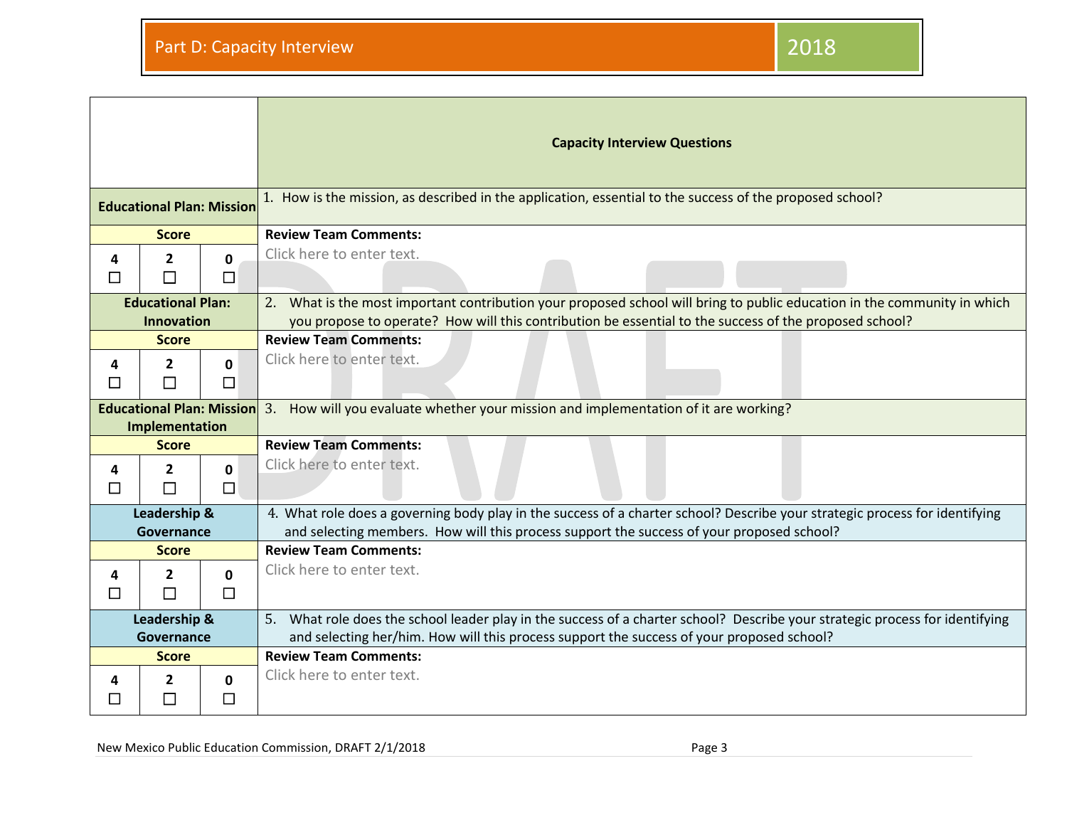## Part D: Capacity Interview 2018

| | Capacity Interview Questions |
|---|---|
| **Educational Plan: Mission** | 1. How is the mission, as described in the application, essential to the success of the proposed school? |
| **Score**<br>4 ☐ 2 ☐ 0 ☐ | **Review Team Comments:**<br>Click here to enter text. |
| **Educational Plan: Innovation** | 2. What is the most important contribution your proposed school will bring to public education in the community in which you propose to operate? How will this contribution be essential to the success of the proposed school? |
| **Score**<br>4 ☐ 2 ☐ 0 ☐ | **Review Team Comments:**<br>Click here to enter text. |
| **Educational Plan: Mission Implementation** | 3. How will you evaluate whether your mission and implementation of it are working? |
| **Score**<br>4 ☐ 2 ☐ 0 ☐ | **Review Team Comments:**<br>Click here to enter text. |
| **Leadership & Governance** | 4. What role does a governing body play in the success of a charter school? Describe your strategic process for identifying and selecting members. How will this process support the success of your proposed school? |
| **Score**<br>4 ☐ 2 ☐ 0 ☐ | **Review Team Comments:**<br>Click here to enter text. |
| **Leadership & Governance** | 5. What role does the school leader play in the success of a charter school? Describe your strategic process for identifying and selecting her/him. How will this process support the success of your proposed school? |
| **Score**<br>4 ☐ 2 ☐ 0 ☐ | **Review Team Comments:**<br>Click here to enter text. |

New Mexico Public Education Commission, DRAFT 2/1/2018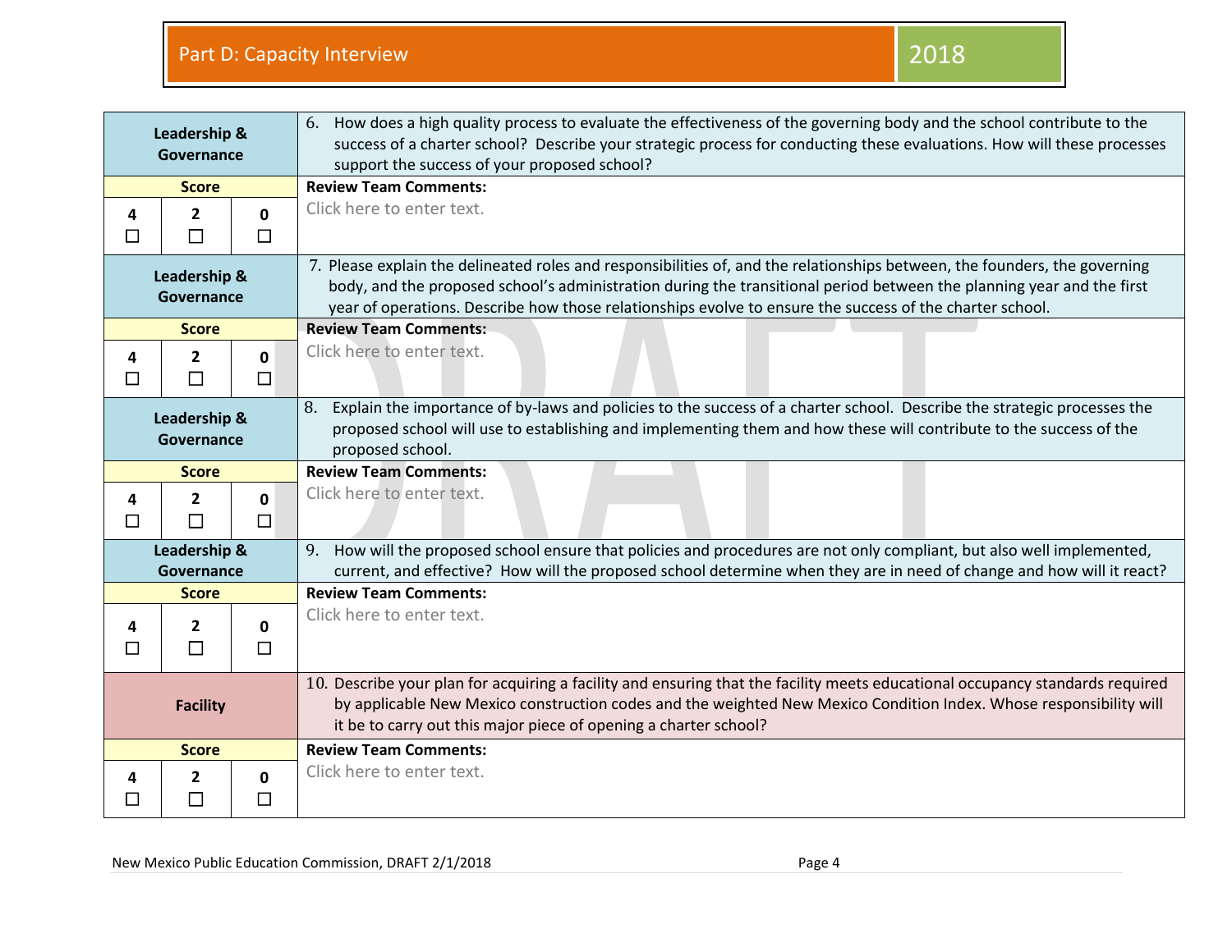## Part D: Capacity Interview 2018

| Leadership & Governance | | | 6. How does a high quality process to evaluate the effectiveness of the governing body and the school contribute to the success of a charter school? Describe your strategic process for conducting these evaluations. How will these processes support the success of your proposed school? |
|---|---|---|---|
| **Score** | | | **Review Team Comments:** |
| **4** ☐ | **2** ☐ | **0** ☐ | Click here to enter text. |

| Leadership & Governance | | | 7. Please explain the delineated roles and responsibilities of, and the relationships between, the founders, the governing body, and the proposed school's administration during the transitional period between the planning year and the first year of operations. Describe how those relationships evolve to ensure the success of the charter school. |
|---|---|---|---|
| **Score** | | | **Review Team Comments:** |
| **4** ☐ | **2** ☐ | **0** ☐ | Click here to enter text. |

| Leadership & Governance | | | 8. Explain the importance of by-laws and policies to the success of a charter school. Describe the strategic processes the proposed school will use to establishing and implementing them and how these will contribute to the success of the proposed school. |
|---|---|---|---|
| **Score** | | | **Review Team Comments:** |
| **4** ☐ | **2** ☐ | **0** ☐ | Click here to enter text. |

| Leadership & Governance | | | 9. How will the proposed school ensure that policies and procedures are not only compliant, but also well implemented, current, and effective? How will the proposed school determine when they are in need of change and how will it react? |
|---|---|---|---|
| **Score** | | | **Review Team Comments:** |
| **4** ☐ | **2** ☐ | **0** ☐ | Click here to enter text. |

| Facility | | | 10. Describe your plan for acquiring a facility and ensuring that the facility meets educational occupancy standards required by applicable New Mexico construction codes and the weighted New Mexico Condition Index. Whose responsibility will it be to carry out this major piece of opening a charter school? |
|---|---|---|---|
| **Score** | | | **Review Team Comments:** |
| **4** ☐ | **2** ☐ | **0** ☐ | Click here to enter text. |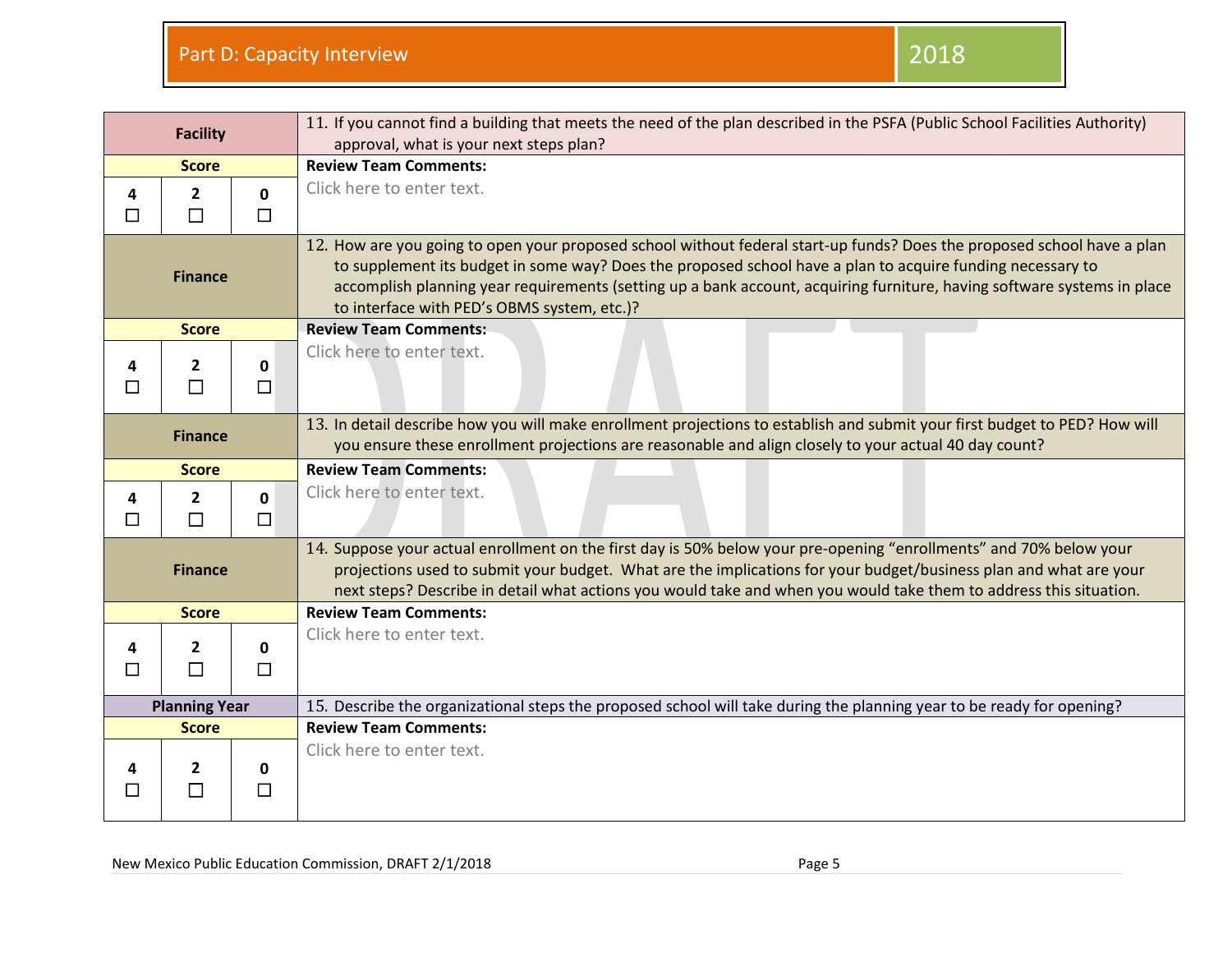## Part D: Capacity Interview — 2018

| Category | | | Question / Review Team Comments |
|---|---|---|---|
| **Facility** | | | 11. If you cannot find a building that meets the need of the plan described in the PSFA (Public School Facilities Authority) approval, what is your next steps plan? |
| **Score** | | | **Review Team Comments:** |
| **4** ☐ | **2** ☐ | **0** ☐ | Click here to enter text. |
| **Finance** | | | 12. How are you going to open your proposed school without federal start-up funds? Does the proposed school have a plan to supplement its budget in some way? Does the proposed school have a plan to acquire funding necessary to accomplish planning year requirements (setting up a bank account, acquiring furniture, having software systems in place to interface with PED's OBMS system, etc.)? |
| **Score** | | | **Review Team Comments:** |
| **4** ☐ | **2** ☐ | **0** ☐ | Click here to enter text. |
| **Finance** | | | 13. In detail describe how you will make enrollment projections to establish and submit your first budget to PED? How will you ensure these enrollment projections are reasonable and align closely to your actual 40 day count? |
| **Score** | | | **Review Team Comments:** |
| **4** ☐ | **2** ☐ | **0** ☐ | Click here to enter text. |
| **Finance** | | | 14. Suppose your actual enrollment on the first day is 50% below your pre-opening "enrollments" and 70% below your projections used to submit your budget. What are the implications for your budget/business plan and what are your next steps? Describe in detail what actions you would take and when you would take them to address this situation. |
| **Score** | | | **Review Team Comments:** |
| **4** ☐ | **2** ☐ | **0** ☐ | Click here to enter text. |
| **Planning Year** | | | 15. Describe the organizational steps the proposed school will take during the planning year to be ready for opening? |
| **Score** | | | **Review Team Comments:** |
| **4** ☐ | **2** ☐ | **0** ☐ | Click here to enter text. |

New Mexico Public Education Commission, DRAFT 2/1/2018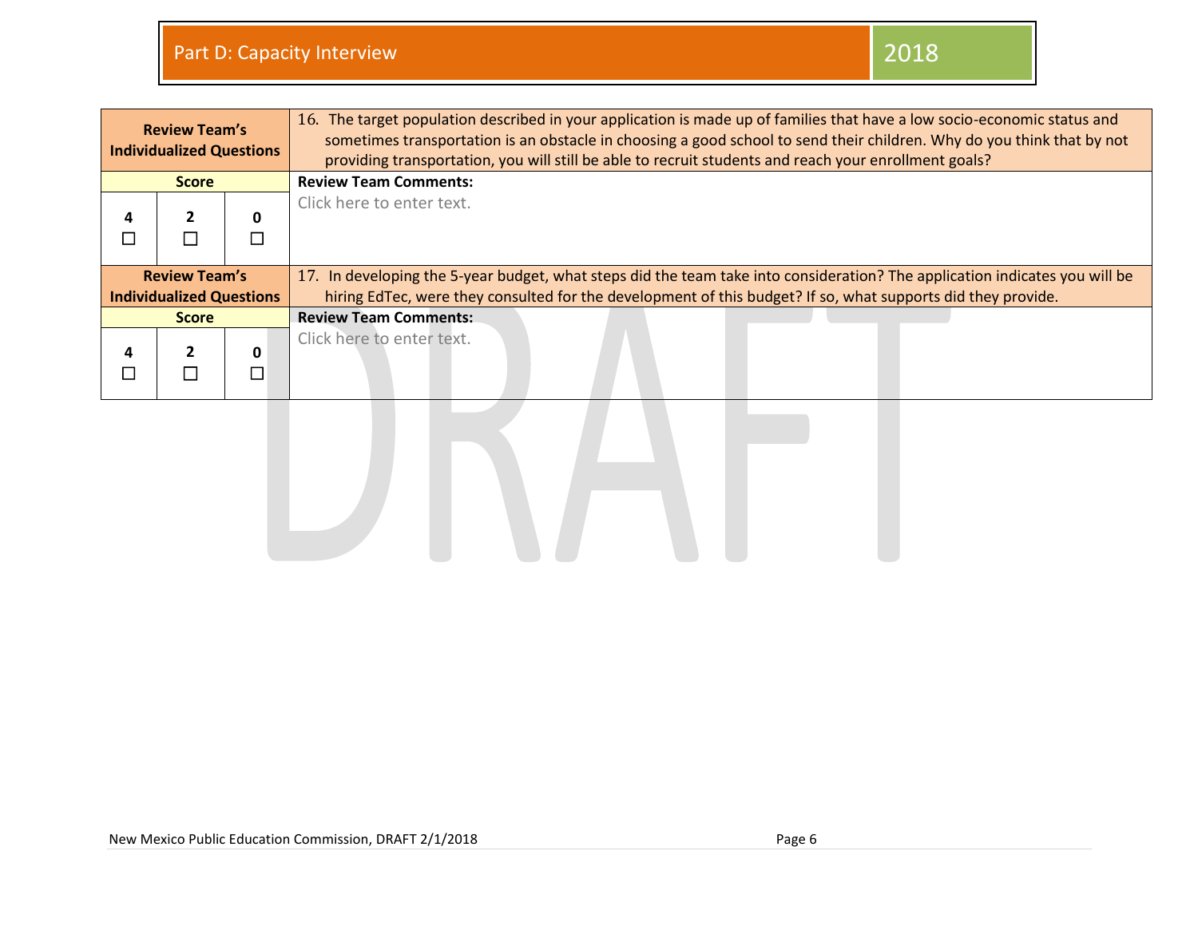| Review Team's Individualized Questions | | | 16. The target population described in your application is made up of families that have a low socio-economic status and sometimes transportation is an obstacle in choosing a good school to send their children. Why do you think that by not providing transportation, you will still be able to recruit students and reach your enrollment goals? |
|---|---|---|---|
| Score | | | **Review Team Comments:** |
| 4 ☐ | 2 ☐ | 0 ☐ | Click here to enter text. |
| **Review Team's Individualized Questions** | | | 17. In developing the 5-year budget, what steps did the team take into consideration? The application indicates you will be hiring EdTec, were they consulted for the development of this budget? If so, what supports did they provide. |
| **Score** | | | **Review Team Comments:** |
| 4 ☐ | 2 ☐ | 0 ☐ | Click here to enter text. |